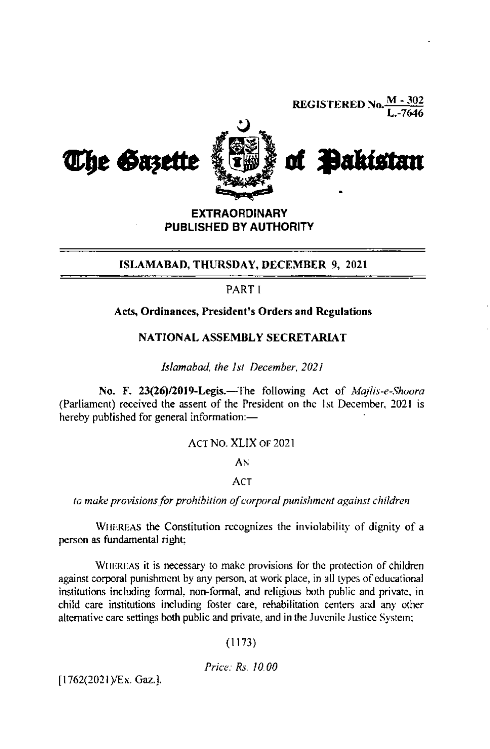REGISTERED No. M - 302
L.-7646

# The Gazette of Pakistan

**EXTRAORDINARY**
**PUBLISHED BY AUTHORITY**

## ISLAMABAD, THURSDAY, DECEMBER 9, 2021

PART I

**Acts, Ordinances, President's Orders and Regulations**

**NATIONAL ASSEMBLY SECRETARIAT**

*Islamabad, the 1st December, 2021*

**No. F. 23(26)/2019-Legis.**—The following Act of *Majlis-e-Shoora* (Parliament) received the assent of the President on the 1st December, 2021 is hereby published for general information:—

ACT NO. XLIX OF 2021

AN

ACT

*to make provisions for prohibition of corporal punishment against children*

WHEREAS the Constitution recognizes the inviolability of dignity of a person as fundamental right;

WHEREAS it is necessary to make provisions for the protection of children against corporal punishment by any person, at work place, in all types of educational institutions including formal, non-formal, and religious both public and private, in child care institutions including foster care, rehabilitation centers and any other alternative care settings both public and private, and in the Juvenile Justice System;

(1173)

*Price: Rs. 10.00*

[1762(2021)/Ex. Gaz.].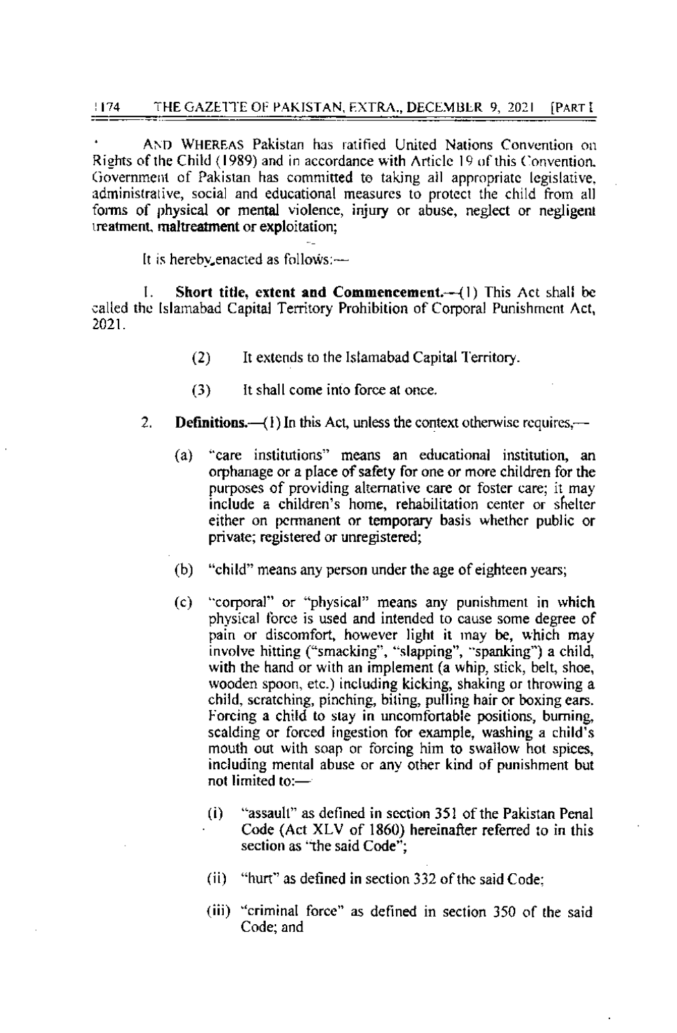AND WHEREAS Pakistan has ratified United Nations Convention on Rights of the Child (1989) and in accordance with Article 19 of this Convention. Government of Pakistan has committed to taking all appropriate legislative, administrative, social and educational measures to protect the child from all forms of physical or mental violence, injury or abuse, neglect or negligent treatment, maltreatment or exploitation;

It is hereby enacted as follows:—

1. **Short title, extent and Commencement.**—(1) This Act shall be called the Islamabad Capital Territory Prohibition of Corporal Punishment Act, 2021.

(2) It extends to the Islamabad Capital Territory.

(3) It shall come into force at once.

2. **Definitions.**—(1) In this Act, unless the context otherwise requires,—

(a) "care institutions" means an educational institution, an orphanage or a place of safety for one or more children for the purposes of providing alternative care or foster care; it may include a children's home, rehabilitation center or shelter either on permanent or temporary basis whether public or private; registered or unregistered;

(b) "child" means any person under the age of eighteen years;

(c) "corporal" or "physical" means any punishment in which physical force is used and intended to cause some degree of pain or discomfort, however light it may be, which may involve hitting ("smacking", "slapping", "spanking") a child, with the hand or with an implement (a whip, stick, belt, shoe, wooden spoon, etc.) including kicking, shaking or throwing a child, scratching, pinching, biting, pulling hair or boxing ears. Forcing a child to stay in uncomfortable positions, burning, scalding or forced ingestion for example, washing a child's mouth out with soap or forcing him to swallow hot spices, including mental abuse or any other kind of punishment but not limited to:—

(i) "assault" as defined in section 351 of the Pakistan Penal Code (Act XLV of 1860) hereinafter referred to in this section as "the said Code";

(ii) "hurt" as defined in section 332 of the said Code;

(iii) "criminal force" as defined in section 350 of the said Code; and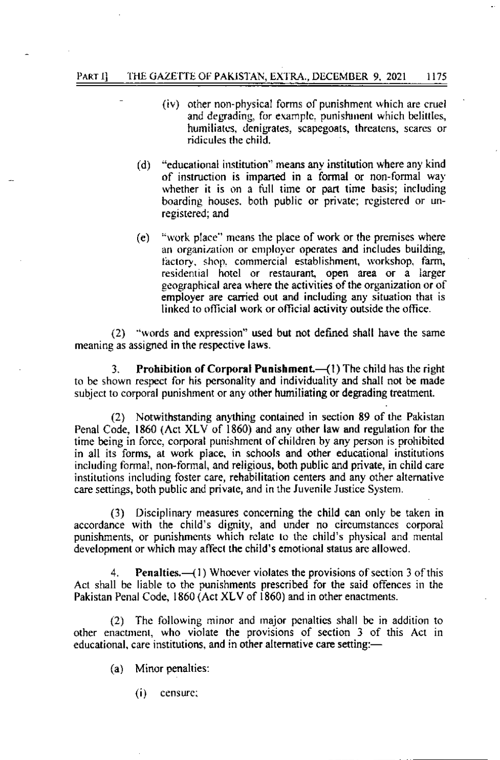(iv) other non-physical forms of punishment which are cruel and degrading, for example, punishment which belittles, humiliates, denigrates, scapegoats, threatens, scares or ridicules the child.

(d) "educational institution" means any institution where any kind of instruction is imparted in a formal or non-formal way whether it is on a full time or part time basis; including boarding houses, both public or private; registered or un-registered; and

(e) "work place" means the place of work or the premises where an organization or employer operates and includes building, factory, shop, commercial establishment, workshop, farm, residential hotel or restaurant, open area or a larger geographical area where the activities of the organization or of employer are carried out and including any situation that is linked to official work or official activity outside the office.

(2) "words and expression" used but not defined shall have the same meaning as assigned in the respective laws.

3. **Prohibition of Corporal Punishment.**—(1) The child has the right to be shown respect for his personality and individuality and shall not be made subject to corporal punishment or any other humiliating or degrading treatment.

(2) Notwithstanding anything contained in section 89 of the Pakistan Penal Code, 1860 (Act XLV of 1860) and any other law and regulation for the time being in force, corporal punishment of children by any person is prohibited in all its forms, at work place, in schools and other educational institutions including formal, non-formal, and religious, both public and private, in child care institutions including foster care, rehabilitation centers and any other alternative care settings, both public and private, and in the Juvenile Justice System.

(3) Disciplinary measures concerning the child can only be taken in accordance with the child's dignity, and under no circumstances corporal punishments, or punishments which relate to the child's physical and mental development or which may affect the child's emotional status are allowed.

4. **Penalties.**—(1) Whoever violates the provisions of section 3 of this Act shall be liable to the punishments prescribed for the said offences in the Pakistan Penal Code, 1860 (Act XLV of 1860) and in other enactments.

(2) The following minor and major penalties shall be in addition to other enactment, who violate the provisions of section 3 of this Act in educational, care institutions, and in other alternative care setting:—

(a) Minor penalties:

(i) censure;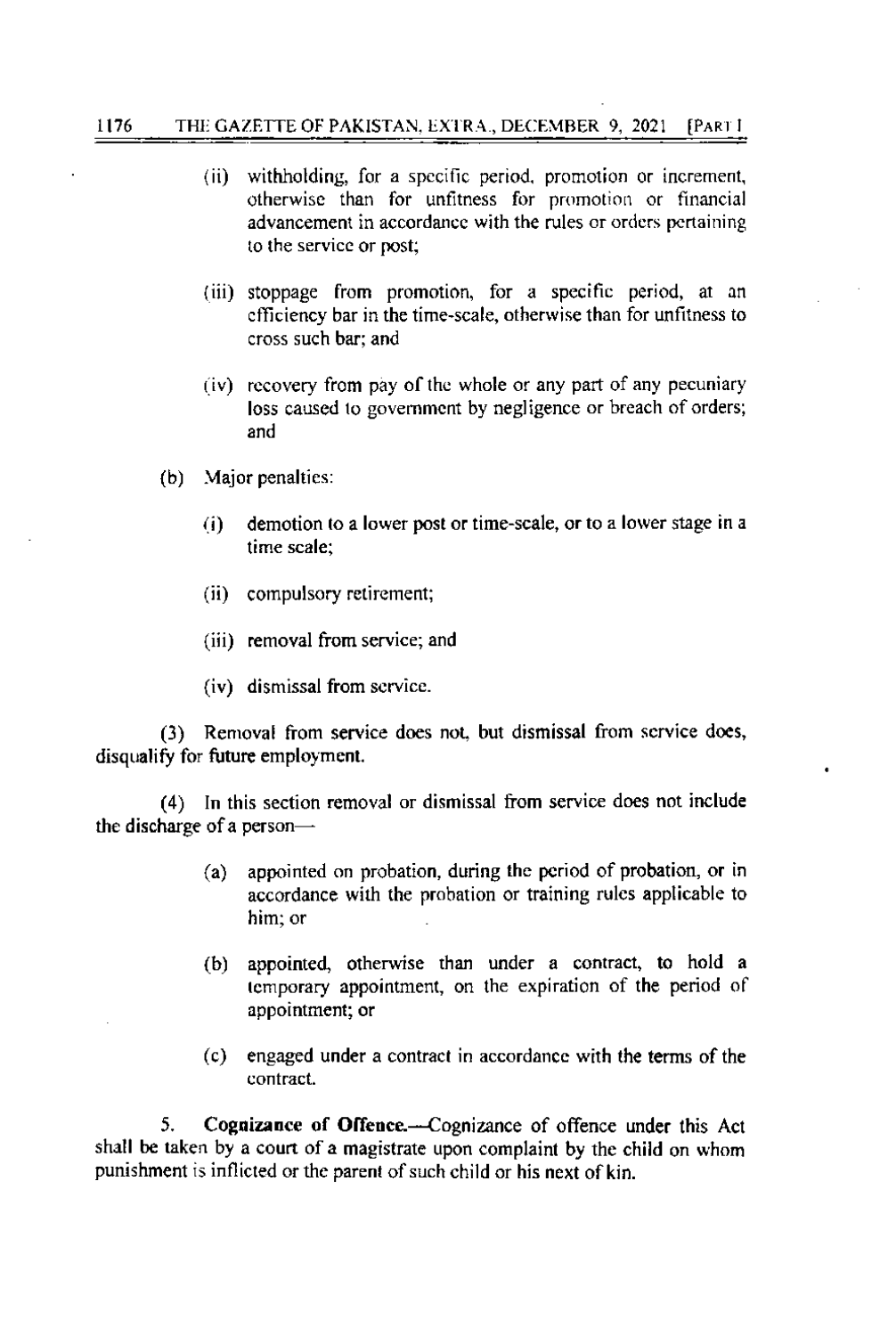(ii) withholding, for a specific period, promotion or increment, otherwise than for unfitness for promotion or financial advancement in accordance with the rules or orders pertaining to the service or post;

(iii) stoppage from promotion, for a specific period, at an efficiency bar in the time-scale, otherwise than for unfitness to cross such bar; and

(iv) recovery from pay of the whole or any part of any pecuniary loss caused to government by negligence or breach of orders; and

(b) Major penalties:

(i) demotion to a lower post or time-scale, or to a lower stage in a time scale;

(ii) compulsory retirement;

(iii) removal from service; and

(iv) dismissal from service.

(3) Removal from service does not, but dismissal from service does, disqualify for future employment.

(4) In this section removal or dismissal from service does not include the discharge of a person—

(a) appointed on probation, during the period of probation, or in accordance with the probation or training rules applicable to him; or

(b) appointed, otherwise than under a contract, to hold a temporary appointment, on the expiration of the period of appointment; or

(c) engaged under a contract in accordance with the terms of the contract.

5. **Cognizance of Offence.**—Cognizance of offence under this Act shall be taken by a court of a magistrate upon complaint by the child on whom punishment is inflicted or the parent of such child or his next of kin.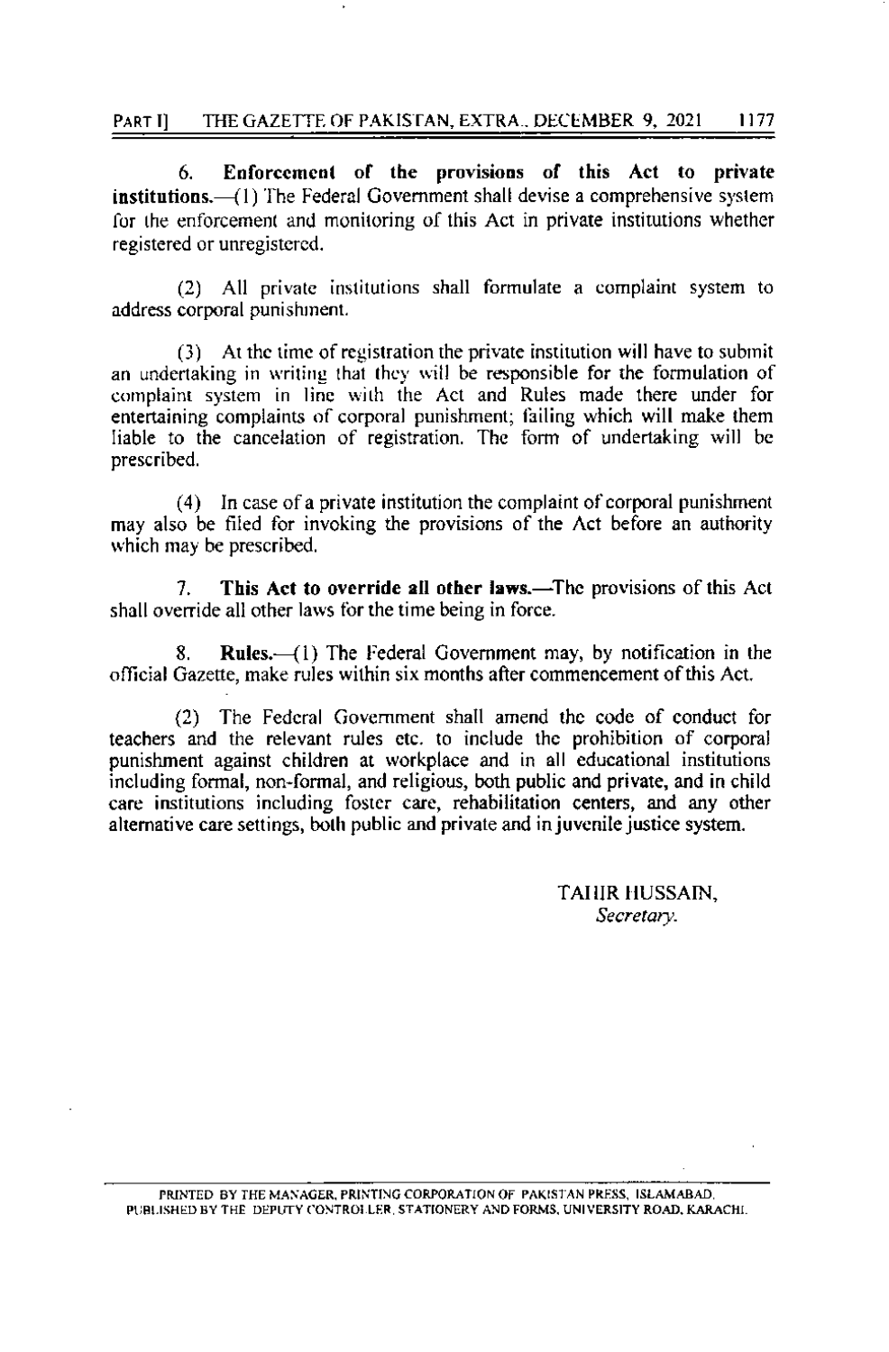6. **Enforcement of the provisions of this Act to private institutions.**—(1) The Federal Government shall devise a comprehensive system for the enforcement and monitoring of this Act in private institutions whether registered or unregistered.

(2) All private institutions shall formulate a complaint system to address corporal punishment.

(3) At the time of registration the private institution will have to submit an undertaking in writing that they will be responsible for the formulation of complaint system in line with the Act and Rules made there under for entertaining complaints of corporal punishment; failing which will make them liable to the cancelation of registration. The form of undertaking will be prescribed.

(4) In case of a private institution the complaint of corporal punishment may also be filed for invoking the provisions of the Act before an authority which may be prescribed.

7. **This Act to override all other laws.**—The provisions of this Act shall override all other laws for the time being in force.

8. **Rules.**—(1) The Federal Government may, by notification in the official Gazette, make rules within six months after commencement of this Act.

(2) The Federal Government shall amend the code of conduct for teachers and the relevant rules etc. to include the prohibition of corporal punishment against children at workplace and in all educational institutions including formal, non-formal, and religious, both public and private, and in child care institutions including foster care, rehabilitation centers, and any other alternative care settings, both public and private and in juvenile justice system.

TAHIR HUSSAIN,
*Secretary.*

PRINTED BY THE MANAGER, PRINTING CORPORATION OF PAKISTAN PRESS, ISLAMABAD.
PUBLISHED BY THE DEPUTY CONTROLLER, STATIONERY AND FORMS, UNIVERSITY ROAD, KARACHI.